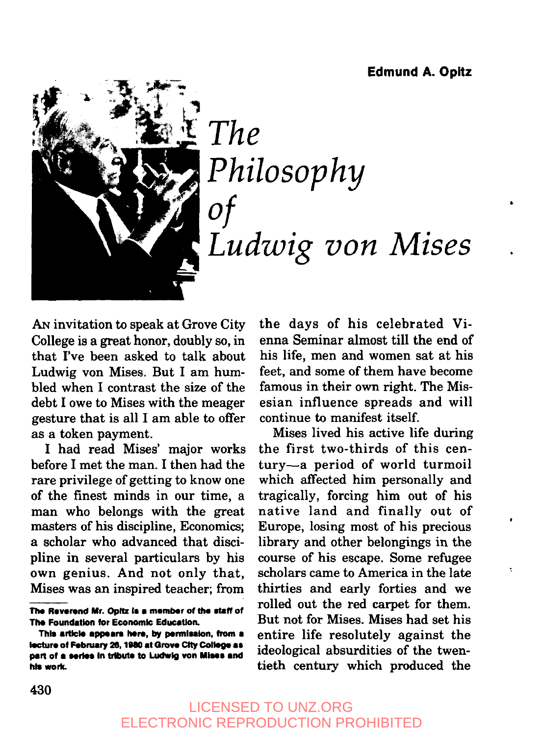**Edmund A. Opitz**

# The Philosophy of Ludwig von Mises

AN invitation to speak at Grove City College is a great honor, doubly so, in that I've been asked to talk about Ludwig von Mises. But I am humbled when I contrast the size of the debt I owe to Mises with the meager gesture that is all I am able to offer as a token payment.

I had read Mises' major works before I met the man. I then had the rare privilege of getting to know one of the finest minds in our time, a man who belongs with the great masters of his discipline, Economics; a scholar who advanced that discipline in several particulars by his own genius. And not only that, Mises was an inspired teacher; from the days of his celebrated Vienna Seminar almost till the end of his life, men and women sat at his feet, and some of them have become famous in their own right. The Misesian influence spreads and will continue to manifest itself.

Mises lived his active life during the first two-thirds of this century—a period of world turmoil which affected him personally and tragically, forcing him out of his native land and finally out of Europe, losing most of his precious library and other belongings in the course of his escape. Some refugee scholars came to America in the late thirties and early forties and we rolled out the red carpet for them. But not for Mises. Mises had set his entire life resolutely against the ideological absurdities of the twentieth century which produced the

---

**The Reverend Mr. Opitz is a member of the staff of The Foundation for Economic Education.**

**This article appears here, by permission, from a lecture of February 26, 1980 at Grove City College as part of a series in tribute to Ludwig von Mises and his work.**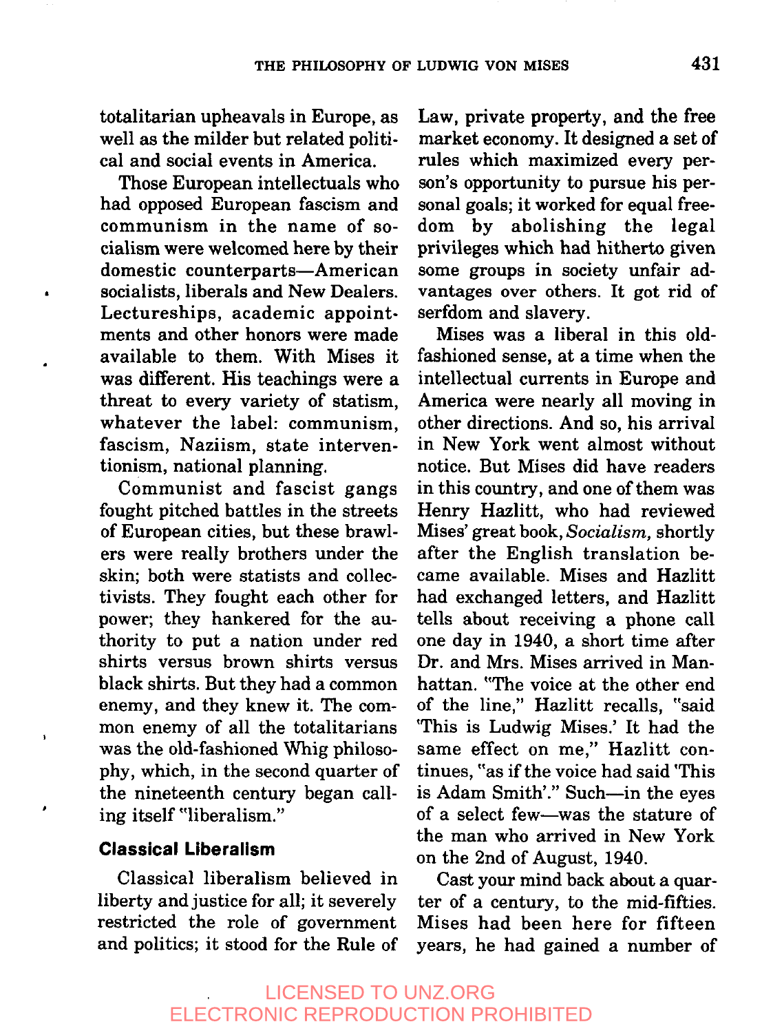totalitarian upheavals in Europe, as well as the milder but related political and social events in America.

Those European intellectuals who had opposed European fascism and communism in the name of socialism were welcomed here by their domestic counterparts—American socialists, liberals and New Dealers. Lectureships, academic appointments and other honors were made available to them. With Mises it was different. His teachings were a threat to every variety of statism, whatever the label: communism, fascism, Naziism, state interventionism, national planning.

Communist and fascist gangs fought pitched battles in the streets of European cities, but these brawlers were really brothers under the skin; both were statists and collectivists. They fought each other for power; they hankered for the authority to put a nation under red shirts versus brown shirts versus black shirts. But they had a common enemy, and they knew it. The common enemy of all the totalitarians was the old-fashioned Whig philosophy, which, in the second quarter of the nineteenth century began calling itself "liberalism."

## Classical Liberalism

Classical liberalism believed in liberty and justice for all; it severely restricted the role of government and politics; it stood for the Rule of Law, private property, and the free market economy. It designed a set of rules which maximized every person's opportunity to pursue his personal goals; it worked for equal freedom by abolishing the legal privileges which had hitherto given some groups in society unfair advantages over others. It got rid of serfdom and slavery.

Mises was a liberal in this old-fashioned sense, at a time when the intellectual currents in Europe and America were nearly all moving in other directions. And so, his arrival in New York went almost without notice. But Mises did have readers in this country, and one of them was Henry Hazlitt, who had reviewed Mises' great book, *Socialism,* shortly after the English translation became available. Mises and Hazlitt had exchanged letters, and Hazlitt tells about receiving a phone call one day in 1940, a short time after Dr. and Mrs. Mises arrived in Manhattan. "The voice at the other end of the line," Hazlitt recalls, "said 'This is Ludwig Mises.' It had the same effect on me," Hazlitt continues, "as if the voice had said 'This is Adam Smith'." Such—in the eyes of a select few—was the stature of the man who arrived in New York on the 2nd of August, 1940.

Cast your mind back about a quarter of a century, to the mid-fifties. Mises had been here for fifteen years, he had gained a number of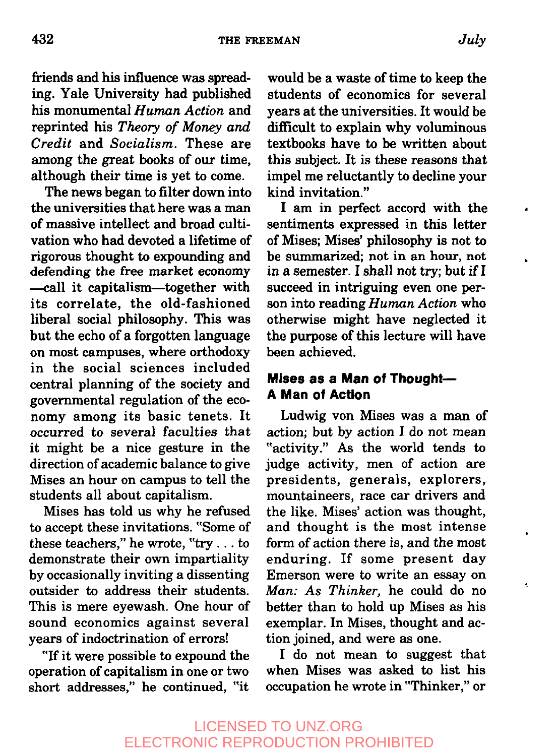friends and his influence was spreading. Yale University had published his monumental *Human Action* and reprinted his *Theory of Money and Credit* and *Socialism*. These are among the great books of our time, although their time is yet to come.

The news began to filter down into the universities that here was a man of massive intellect and broad cultivation who had devoted a lifetime of rigorous thought to expounding and defending the free market economy —call it capitalism—together with its correlate, the old-fashioned liberal social philosophy. This was but the echo of a forgotten language on most campuses, where orthodoxy in the social sciences included central planning of the society and governmental regulation of the economy among its basic tenets. It occurred to several faculties that it might be a nice gesture in the direction of academic balance to give Mises an hour on campus to tell the students all about capitalism.

Mises has told us why he refused to accept these invitations. "Some of these teachers," he wrote, "try . . . to demonstrate their own impartiality by occasionally inviting a dissenting outsider to address their students. This is mere eyewash. One hour of sound economics against several years of indoctrination of errors!

"If it were possible to expound the operation of capitalism in one or two short addresses," he continued, "it would be a waste of time to keep the students of economics for several years at the universities. It would be difficult to explain why voluminous textbooks have to be written about this subject. It is these reasons that impel me reluctantly to decline your kind invitation."

I am in perfect accord with the sentiments expressed in this letter of Mises; Mises' philosophy is not to be summarized; not in an hour, not in a semester. I shall not try; but if I succeed in intriguing even one person into reading *Human Action* who otherwise might have neglected it the purpose of this lecture will have been achieved.

## Mises as a Man of Thought—A Man of Action

Ludwig von Mises was a man of action; but by action I do not mean "activity." As the world tends to judge activity, men of action are presidents, generals, explorers, mountaineers, race car drivers and the like. Mises' action was thought, and thought is the most intense form of action there is, and the most enduring. If some present day Emerson were to write an essay on *Man: As Thinker,* he could do no better than to hold up Mises as his exemplar. In Mises, thought and action joined, and were as one.

I do not mean to suggest that when Mises was asked to list his occupation he wrote in "Thinker," or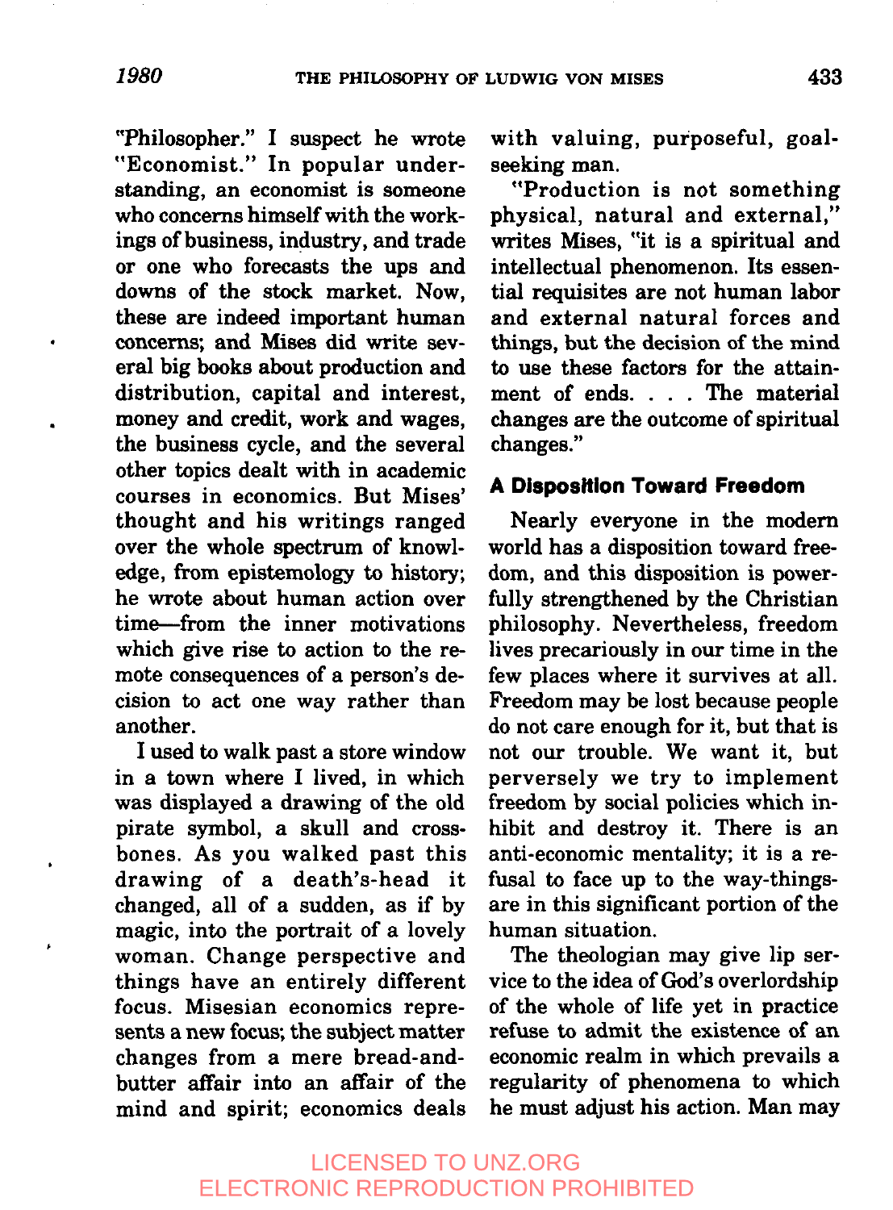"Philosopher." I suspect he wrote "Economist." In popular understanding, an economist is someone who concerns himself with the workings of business, industry, and trade or one who forecasts the ups and downs of the stock market. Now, these are indeed important human concerns; and Mises did write several big books about production and distribution, capital and interest, money and credit, work and wages, the business cycle, and the several other topics dealt with in academic courses in economics. But Mises' thought and his writings ranged over the whole spectrum of knowledge, from epistemology to history; he wrote about human action over time—from the inner motivations which give rise to action to the remote consequences of a person's decision to act one way rather than another.

I used to walk past a store window in a town where I lived, in which was displayed a drawing of the old pirate symbol, a skull and crossbones. As you walked past this drawing of a death's-head it changed, all of a sudden, as if by magic, into the portrait of a lovely woman. Change perspective and things have an entirely different focus. Misesian economics represents a new focus; the subject matter changes from a mere bread-and-butter affair into an affair of the mind and spirit; economics deals with valuing, purposeful, goal-seeking man.

"Production is not something physical, natural and external," writes Mises, "it is a spiritual and intellectual phenomenon. Its essential requisites are not human labor and external natural forces and things, but the decision of the mind to use these factors for the attainment of ends. . . . The material changes are the outcome of spiritual changes."

## A Disposition Toward Freedom

Nearly everyone in the modern world has a disposition toward freedom, and this disposition is powerfully strengthened by the Christian philosophy. Nevertheless, freedom lives precariously in our time in the few places where it survives at all. Freedom may be lost because people do not care enough for it, but that is not our trouble. We want it, but perversely we try to implement freedom by social policies which inhibit and destroy it. There is an anti-economic mentality; it is a refusal to face up to the way-things-are in this significant portion of the human situation.

The theologian may give lip service to the idea of God's overlordship of the whole of life yet in practice refuse to admit the existence of an economic realm in which prevails a regularity of phenomena to which he must adjust his action. Man may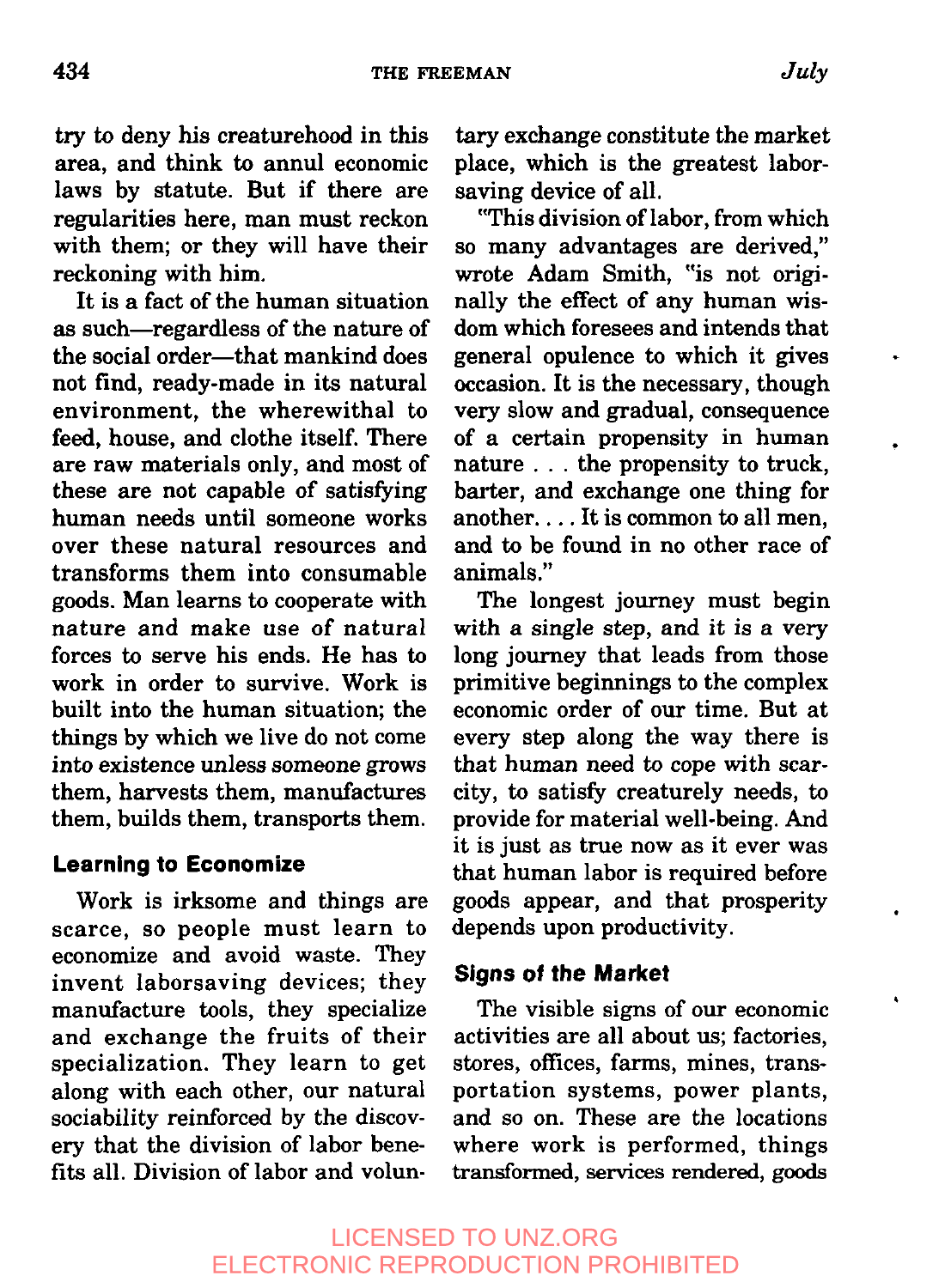try to deny his creaturehood in this area, and think to annul economic laws by statute. But if there are regularities here, man must reckon with them; or they will have their reckoning with him.

It is a fact of the human situation as such—regardless of the nature of the social order—that mankind does not find, ready-made in its natural environment, the wherewithal to feed, house, and clothe itself. There are raw materials only, and most of these are not capable of satisfying human needs until someone works over these natural resources and transforms them into consumable goods. Man learns to cooperate with nature and make use of natural forces to serve his ends. He has to work in order to survive. Work is built into the human situation; the things by which we live do not come into existence unless someone grows them, harvests them, manufactures them, builds them, transports them.

### Learning to Economize

Work is irksome and things are scarce, so people must learn to economize and avoid waste. They invent laborsaving devices; they manufacture tools, they specialize and exchange the fruits of their specialization. They learn to get along with each other, our natural sociability reinforced by the discovery that the division of labor benefits all. Division of labor and voluntary exchange constitute the market place, which is the greatest laborsaving device of all.

"This division of labor, from which so many advantages are derived," wrote Adam Smith, "is not originally the effect of any human wisdom which foresees and intends that general opulence to which it gives occasion. It is the necessary, though very slow and gradual, consequence of a certain propensity in human nature . . . the propensity to truck, barter, and exchange one thing for another. . . . It is common to all men, and to be found in no other race of animals."

The longest journey must begin with a single step, and it is a very long journey that leads from those primitive beginnings to the complex economic order of our time. But at every step along the way there is that human need to cope with scarcity, to satisfy creaturely needs, to provide for material well-being. And it is just as true now as it ever was that human labor is required before goods appear, and that prosperity depends upon productivity.

### Signs of the Market

The visible signs of our economic activities are all about us; factories, stores, offices, farms, mines, transportation systems, power plants, and so on. These are the locations where work is performed, things transformed, services rendered, goods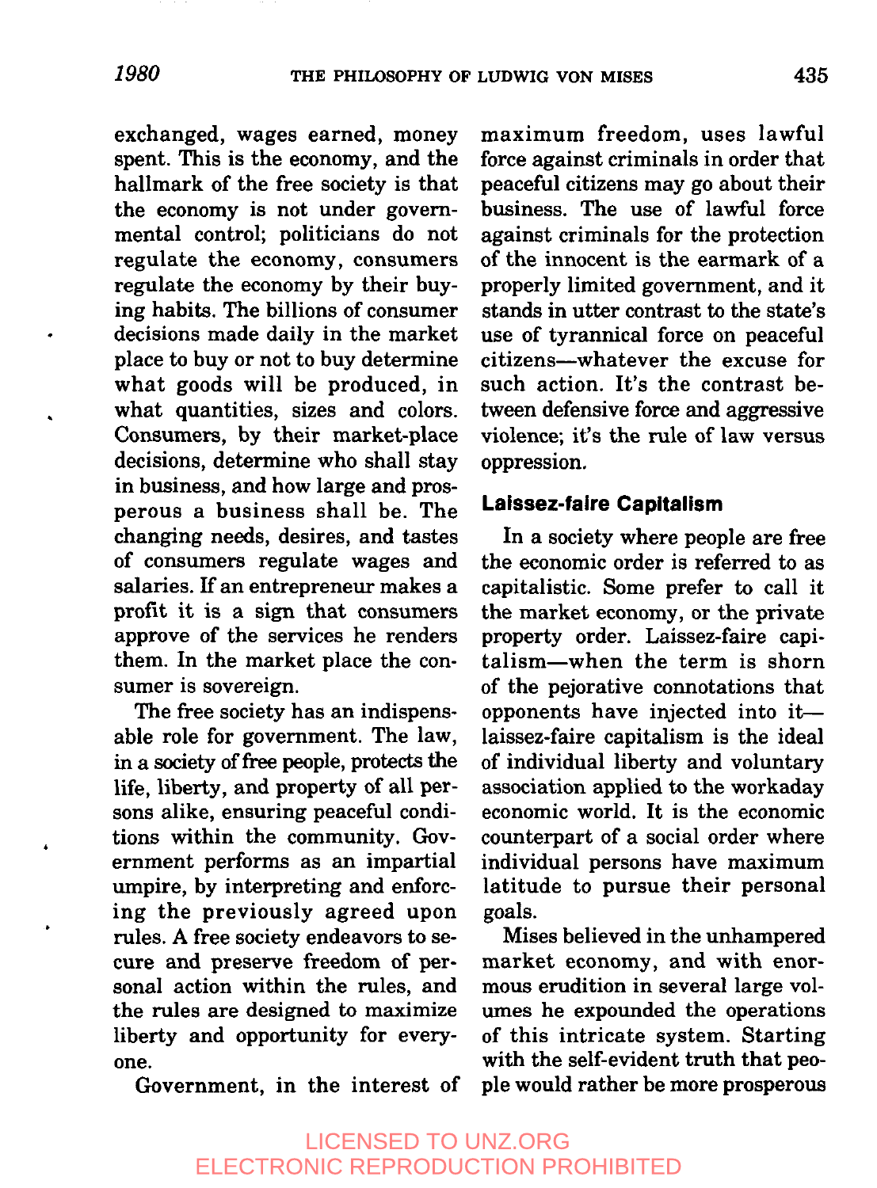exchanged, wages earned, money spent. This is the economy, and the hallmark of the free society is that the economy is not under governmental control; politicians do not regulate the economy, consumers regulate the economy by their buying habits. The billions of consumer decisions made daily in the market place to buy or not to buy determine what goods will be produced, in what quantities, sizes and colors. Consumers, by their market-place decisions, determine who shall stay in business, and how large and prosperous a business shall be. The changing needs, desires, and tastes of consumers regulate wages and salaries. If an entrepreneur makes a profit it is a sign that consumers approve of the services he renders them. In the market place the consumer is sovereign.

The free society has an indispensable role for government. The law, in a society of free people, protects the life, liberty, and property of all persons alike, ensuring peaceful conditions within the community. Government performs as an impartial umpire, by interpreting and enforcing the previously agreed upon rules. A free society endeavors to secure and preserve freedom of personal action within the rules, and the rules are designed to maximize liberty and opportunity for everyone.

Government, in the interest of maximum freedom, uses lawful force against criminals in order that peaceful citizens may go about their business. The use of lawful force against criminals for the protection of the innocent is the earmark of a properly limited government, and it stands in utter contrast to the state's use of tyrannical force on peaceful citizens—whatever the excuse for such action. It's the contrast between defensive force and aggressive violence; it's the rule of law versus oppression.

## Laissez-faire Capitalism

In a society where people are free the economic order is referred to as capitalistic. Some prefer to call it the market economy, or the private property order. Laissez-faire capitalism—when the term is shorn of the pejorative connotations that opponents have injected into it—laissez-faire capitalism is the ideal of individual liberty and voluntary association applied to the workaday economic world. It is the economic counterpart of a social order where individual persons have maximum latitude to pursue their personal goals.

Mises believed in the unhampered market economy, and with enormous erudition in several large volumes he expounded the operations of this intricate system. Starting with the self-evident truth that people would rather be more prosperous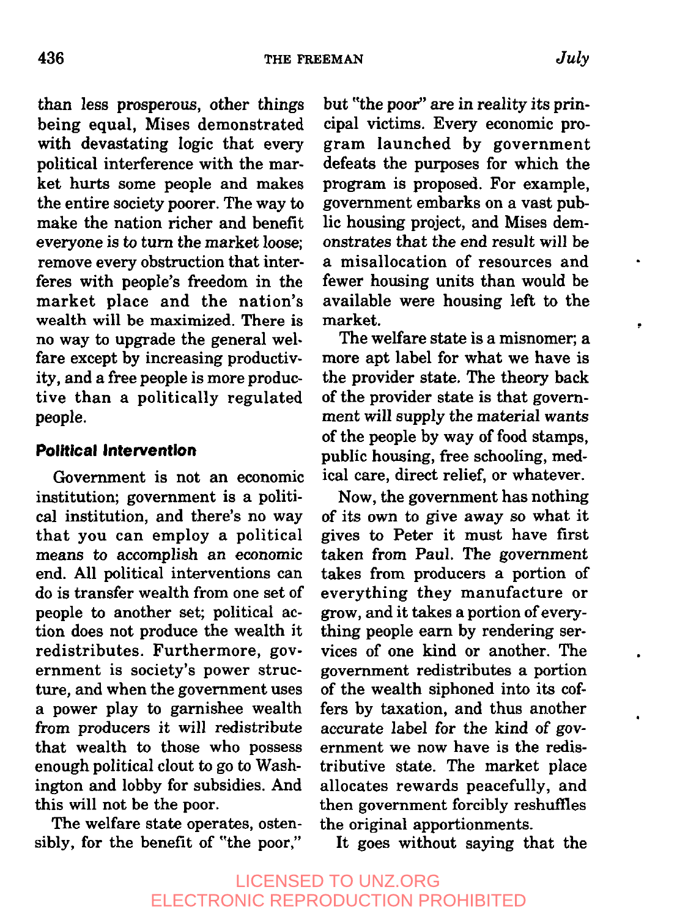than less prosperous, other things being equal, Mises demonstrated with devastating logic that every political interference with the market hurts some people and makes the entire society poorer. The way to make the nation richer and benefit everyone is to turn the market loose; remove every obstruction that interferes with people's freedom in the market place and the nation's wealth will be maximized. There is no way to upgrade the general welfare except by increasing productivity, and a free people is more productive than a politically regulated people.

### Political Intervention

Government is not an economic institution; government is a political institution, and there's no way that you can employ a political means to accomplish an economic end. All political interventions can do is transfer wealth from one set of people to another set; political action does not produce the wealth it redistributes. Furthermore, government is society's power structure, and when the government uses a power play to garnishee wealth from producers it will redistribute that wealth to those who possess enough political clout to go to Washington and lobby for subsidies. And this will not be the poor.

The welfare state operates, ostensibly, for the benefit of "the poor," but "the poor" are in reality its principal victims. Every economic program launched by government defeats the purposes for which the program is proposed. For example, government embarks on a vast public housing project, and Mises demonstrates that the end result will be a misallocation of resources and fewer housing units than would be available were housing left to the market.

The welfare state is a misnomer; a more apt label for what we have is the provider state. The theory back of the provider state is that government will supply the material wants of the people by way of food stamps, public housing, free schooling, medical care, direct relief, or whatever.

Now, the government has nothing of its own to give away so what it gives to Peter it must have first taken from Paul. The government takes from producers a portion of everything they manufacture or grow, and it takes a portion of everything people earn by rendering services of one kind or another. The government redistributes a portion of the wealth siphoned into its coffers by taxation, and thus another accurate label for the kind of government we now have is the redistributive state. The market place allocates rewards peacefully, and then government forcibly reshuffles the original apportionments.

It goes without saying that the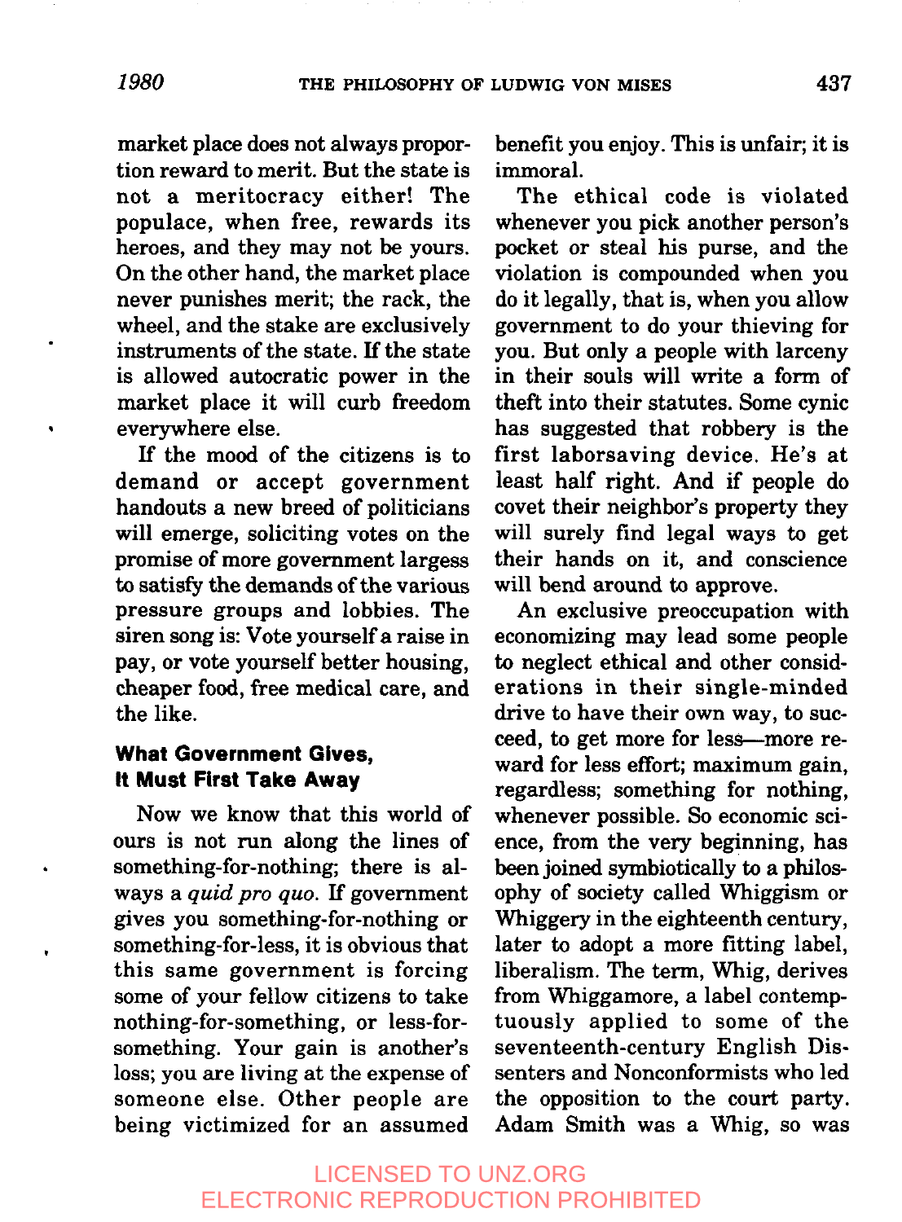market place does not always proportion reward to merit. But the state is not a meritocracy either! The populace, when free, rewards its heroes, and they may not be yours. On the other hand, the market place never punishes merit; the rack, the wheel, and the stake are exclusively instruments of the state. If the state is allowed autocratic power in the market place it will curb freedom everywhere else.

If the mood of the citizens is to demand or accept government handouts a new breed of politicians will emerge, soliciting votes on the promise of more government largess to satisfy the demands of the various pressure groups and lobbies. The siren song is: Vote yourself a raise in pay, or vote yourself better housing, cheaper food, free medical care, and the like.

### What Government Gives, It Must First Take Away

Now we know that this world of ours is not run along the lines of something-for-nothing; there is always a *quid pro quo*. If government gives you something-for-nothing or something-for-less, it is obvious that this same government is forcing some of your fellow citizens to take nothing-for-something, or less-for-something. Your gain is another's loss; you are living at the expense of someone else. Other people are being victimized for an assumed benefit you enjoy. This is unfair; it is immoral.

The ethical code is violated whenever you pick another person's pocket or steal his purse, and the violation is compounded when you do it legally, that is, when you allow government to do your thieving for you. But only a people with larceny in their souls will write a form of theft into their statutes. Some cynic has suggested that robbery is the first laborsaving device. He's at least half right. And if people do covet their neighbor's property they will surely find legal ways to get their hands on it, and conscience will bend around to approve.

An exclusive preoccupation with economizing may lead some people to neglect ethical and other considerations in their single-minded drive to have their own way, to succeed, to get more for less—more reward for less effort; maximum gain, regardless; something for nothing, whenever possible. So economic science, from the very beginning, has been joined symbiotically to a philosophy of society called Whiggism or Whiggery in the eighteenth century, later to adopt a more fitting label, liberalism. The term, Whig, derives from Whiggamore, a label contemptuously applied to some of the seventeenth-century English Dissenters and Nonconformists who led the opposition to the court party. Adam Smith was a Whig, so was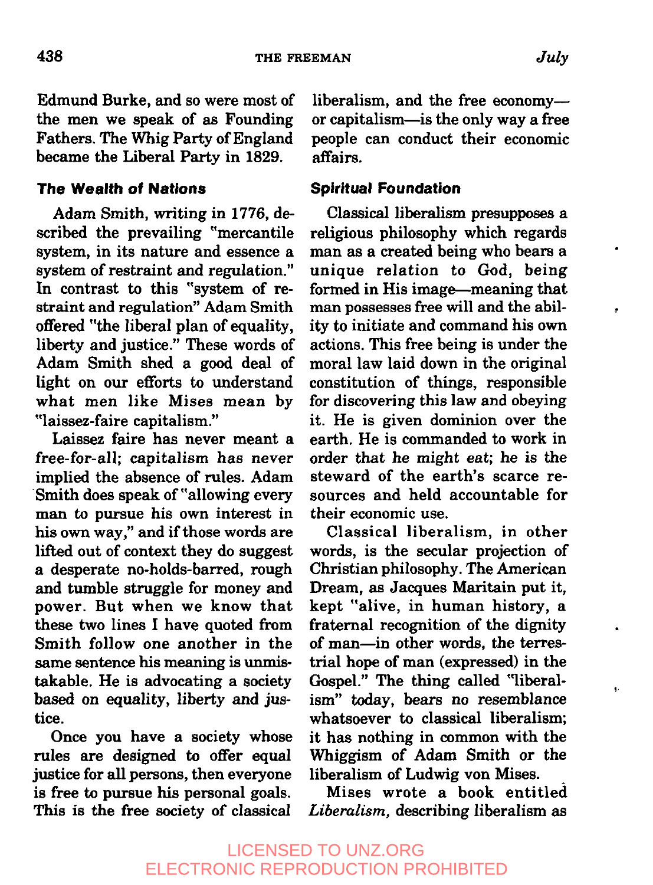Edmund Burke, and so were most of the men we speak of as Founding Fathers. The Whig Party of England became the Liberal Party in 1829.

### The Wealth of Nations

Adam Smith, writing in 1776, described the prevailing "mercantile system, in its nature and essence a system of restraint and regulation." In contrast to this "system of restraint and regulation" Adam Smith offered "the liberal plan of equality, liberty and justice." These words of Adam Smith shed a good deal of light on our efforts to understand what men like Mises mean by "laissez-faire capitalism."

Laissez faire has never meant a free-for-all; capitalism has never implied the absence of rules. Adam Smith does speak of "allowing every man to pursue his own interest in his own way," and if those words are lifted out of context they do suggest a desperate no-holds-barred, rough and tumble struggle for money and power. But when we know that these two lines I have quoted from Smith follow one another in the same sentence his meaning is unmistakable. He is advocating a society based on equality, liberty and justice.

Once you have a society whose rules are designed to offer equal justice for all persons, then everyone is free to pursue his personal goals. This is the free society of classical liberalism, and the free economy—or capitalism—is the only way a free people can conduct their economic affairs.

### Spiritual Foundation

Classical liberalism presupposes a religious philosophy which regards man as a created being who bears a unique relation to God, being formed in His image—meaning that man possesses free will and the ability to initiate and command his own actions. This free being is under the moral law laid down in the original constitution of things, responsible for discovering this law and obeying it. He is given dominion over the earth. He is commanded to work in order that *he might eat*; he is the steward of the earth's scarce resources and held accountable for their economic use.

Classical liberalism, in other words, is the secular projection of Christian philosophy. The American Dream, as Jacques Maritain put it, kept "alive, in human history, a fraternal recognition of the dignity of man—in other words, the terrestrial hope of man (expressed) in the Gospel." The thing called "liberalism" today, bears no resemblance whatsoever to classical liberalism; it has nothing in common with the Whiggism of Adam Smith or the liberalism of Ludwig von Mises.

Mises wrote a book entitled *Liberalism*, describing liberalism as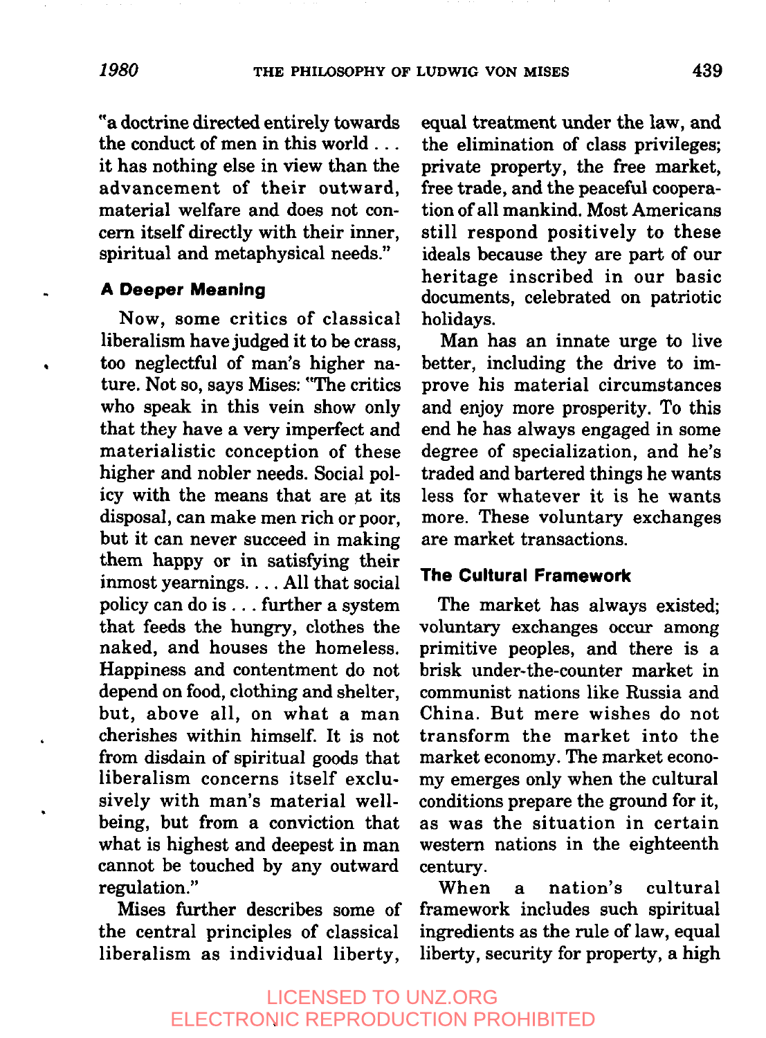"a doctrine directed entirely towards the conduct of men in this world . . . it has nothing else in view than the advancement of their outward, material welfare and does not concern itself directly with their inner, spiritual and metaphysical needs."

### A Deeper Meaning

Now, some critics of classical liberalism have judged it to be crass, too neglectful of man's higher nature. Not so, says Mises: "The critics who speak in this vein show only that they have a very imperfect and materialistic conception of these higher and nobler needs. Social policy with the means that are at its disposal, can make men rich or poor, but it can never succeed in making them happy or in satisfying their inmost yearnings. . . . All that social policy can do is . . . further a system that feeds the hungry, clothes the naked, and houses the homeless. Happiness and contentment do not depend on food, clothing and shelter, but, above all, on what a man cherishes within himself. It is not from disdain of spiritual goods that liberalism concerns itself exclusively with man's material well-being, but from a conviction that what is highest and deepest in man cannot be touched by any outward regulation."

Mises further describes some of the central principles of classical liberalism as individual liberty, equal treatment under the law, and the elimination of class privileges; private property, the free market, free trade, and the peaceful cooperation of all mankind. Most Americans still respond positively to these ideals because they are part of our heritage inscribed in our basic documents, celebrated on patriotic holidays.

Man has an innate urge to live better, including the drive to improve his material circumstances and enjoy more prosperity. To this end he has always engaged in some degree of specialization, and he's traded and bartered things he wants less for whatever it is he wants more. These voluntary exchanges are market transactions.

### The Cultural Framework

The market has always existed; voluntary exchanges occur among primitive peoples, and there is a brisk under-the-counter market in communist nations like Russia and China. But mere wishes do not transform the market into the market economy. The market economy emerges only when the cultural conditions prepare the ground for it, as was the situation in certain western nations in the eighteenth century.

When a nation's cultural framework includes such spiritual ingredients as the rule of law, equal liberty, security for property, a high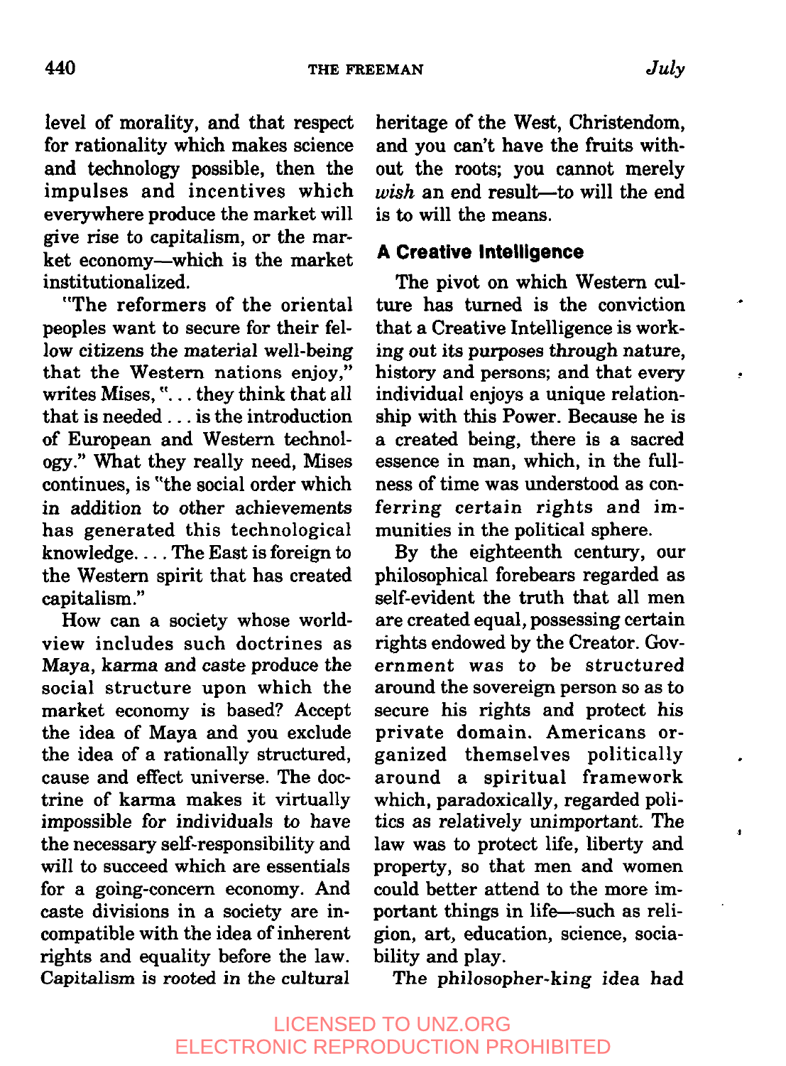level of morality, and that respect for rationality which makes science and technology possible, then the impulses and incentives which everywhere produce the market will give rise to capitalism, or the market economy—which is the market institutionalized.

"The reformers of the oriental peoples want to secure for their fellow citizens the material well-being that the Western nations enjoy," writes Mises, ". . . they think that all that is needed . . . is the introduction of European and Western technology." What they really need, Mises continues, is "the social order which in addition to other achievements has generated this technological knowledge. . . . The East is foreign to the Western spirit that has created capitalism."

How can a society whose worldview includes such doctrines as Maya, karma and caste produce the social structure upon which the market economy is based? Accept the idea of Maya and you exclude the idea of a rationally structured, cause and effect universe. The doctrine of karma makes it virtually impossible for individuals to have the necessary self-responsibility and will to succeed which are essentials for a going-concern economy. And caste divisions in a society are incompatible with the idea of inherent rights and equality before the law. Capitalism is rooted in the cultural heritage of the West, Christendom, and you can't have the fruits without the roots; you cannot merely *wish* an end result—to will the end is to will the means.

### A Creative Intelligence

The pivot on which Western culture has turned is the conviction that a Creative Intelligence is working out its purposes through nature, history and persons; and that every individual enjoys a unique relationship with this Power. Because he is a created being, there is a sacred essence in man, which, in the fullness of time was understood as conferring certain rights and immunities in the political sphere.

By the eighteenth century, our philosophical forebears regarded as self-evident the truth that all men are created equal, possessing certain rights endowed by the Creator. Government was to be structured around the sovereign person so as to secure his rights and protect his private domain. Americans organized themselves politically around a spiritual framework which, paradoxically, regarded politics as relatively unimportant. The law was to protect life, liberty and property, so that men and women could better attend to the more important things in life—such as religion, art, education, science, sociability and play.

The philosopher-king idea had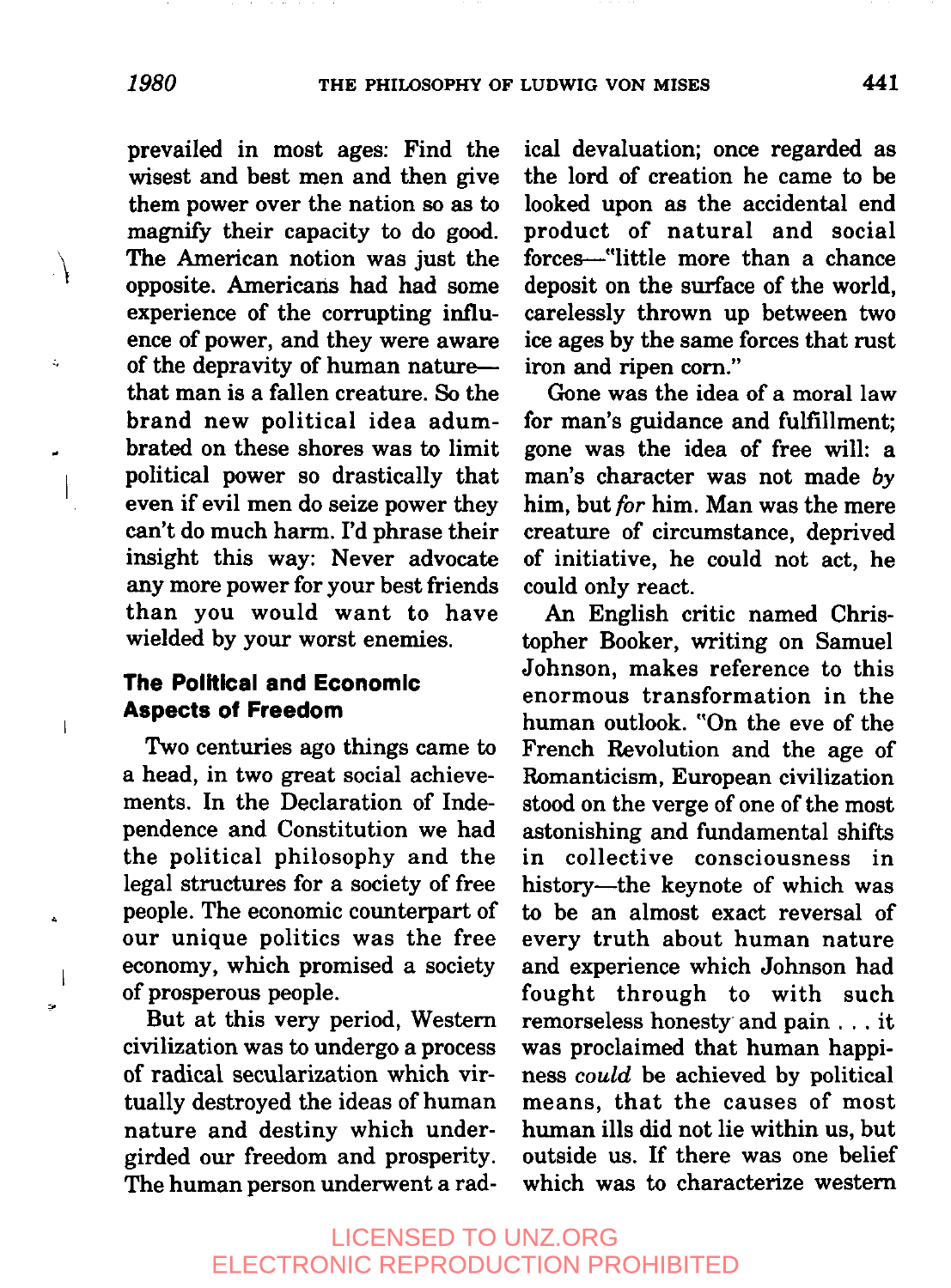prevailed in most ages: Find the wisest and best men and then give them power over the nation so as to magnify their capacity to do good. The American notion was just the opposite. Americans had had some experience of the corrupting influence of power, and they were aware of the depravity of human nature—that man is a fallen creature. So the brand new political idea adumbrated on these shores was to limit political power so drastically that even if evil men do seize power they can't do much harm. I'd phrase their insight this way: Never advocate any more power for your best friends than you would want to have wielded by your worst enemies.

### The Political and Economic Aspects of Freedom

Two centuries ago things came to a head, in two great social achievements. In the Declaration of Independence and Constitution we had the political philosophy and the legal structures for a society of free people. The economic counterpart of our unique politics was the free economy, which promised a society of prosperous people.

But at this very period, Western civilization was to undergo a process of radical secularization which virtually destroyed the ideas of human nature and destiny which undergirded our freedom and prosperity. The human person underwent a radical devaluation; once regarded as the lord of creation he came to be looked upon as the accidental end product of natural and social forces—"little more than a chance deposit on the surface of the world, carelessly thrown up between two ice ages by the same forces that rust iron and ripen corn."

Gone was the idea of a moral law for man's guidance and fulfillment; gone was the idea of free will: a man's character was not made *by* him, but *for* him. Man was the mere creature of circumstance, deprived of initiative, he could not act, he could only react.

An English critic named Christopher Booker, writing on Samuel Johnson, makes reference to this enormous transformation in the human outlook. "On the eve of the French Revolution and the age of Romanticism, European civilization stood on the verge of one of the most astonishing and fundamental shifts in collective consciousness in history—the keynote of which was to be an almost exact reversal of every truth about human nature and experience which Johnson had fought through to with such remorseless honesty and pain . . . it was proclaimed that human happiness *could* be achieved by political means, that the causes of most human ills did not lie within us, but outside us. If there was one belief which was to characterize western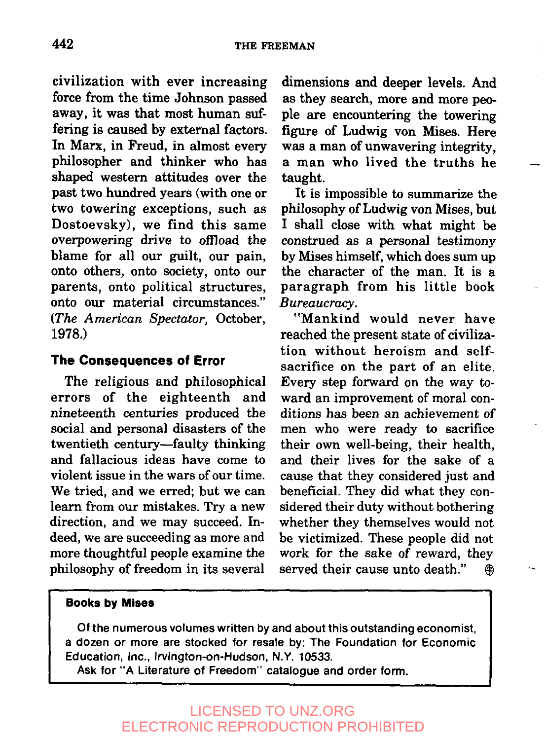civilization with ever increasing force from the time Johnson passed away, it was that most human suffering is caused by external factors. In Marx, in Freud, in almost every philosopher and thinker who has shaped western attitudes over the past two hundred years (with one or two towering exceptions, such as Dostoevsky), we find this same overpowering drive to offload the blame for all our guilt, our pain, onto others, onto society, onto our parents, onto political structures, onto our material circumstances." (*The American Spectator,* October, 1978.)

### The Consequences of Error

The religious and philosophical errors of the eighteenth and nineteenth centuries produced the social and personal disasters of the twentieth century—faulty thinking and fallacious ideas have come to violent issue in the wars of our time. We tried, and we erred; but we can learn from our mistakes. Try a new direction, and we may succeed. Indeed, we are succeeding as more and more thoughtful people examine the philosophy of freedom in its several dimensions and deeper levels. And as they search, more and more people are encountering the towering figure of Ludwig von Mises. Here was a man of unwavering integrity, a man who lived the truths he taught.

It is impossible to summarize the philosophy of Ludwig von Mises, but I shall close with what might be construed as a personal testimony by Mises himself, which does sum up the character of the man. It is a paragraph from his little book *Bureaucracy.*

"Mankind would never have reached the present state of civilization without heroism and self-sacrifice on the part of an elite. Every step forward on the way toward an improvement of moral conditions has been an achievement of men who were ready to sacrifice their own well-being, their health, and their lives for the sake of a cause that they considered just and beneficial. They did what they considered their duty without bothering whether they themselves would not be victimized. These people did not work for the sake of reward, they served their cause unto death."

---

**Books by Mises**

Of the numerous volumes written by and about this outstanding economist, a dozen or more are stocked for resale by: The Foundation for Economic Education, Inc., Irvington-on-Hudson, N.Y. 10533.

Ask for "A Literature of Freedom" catalogue and order form.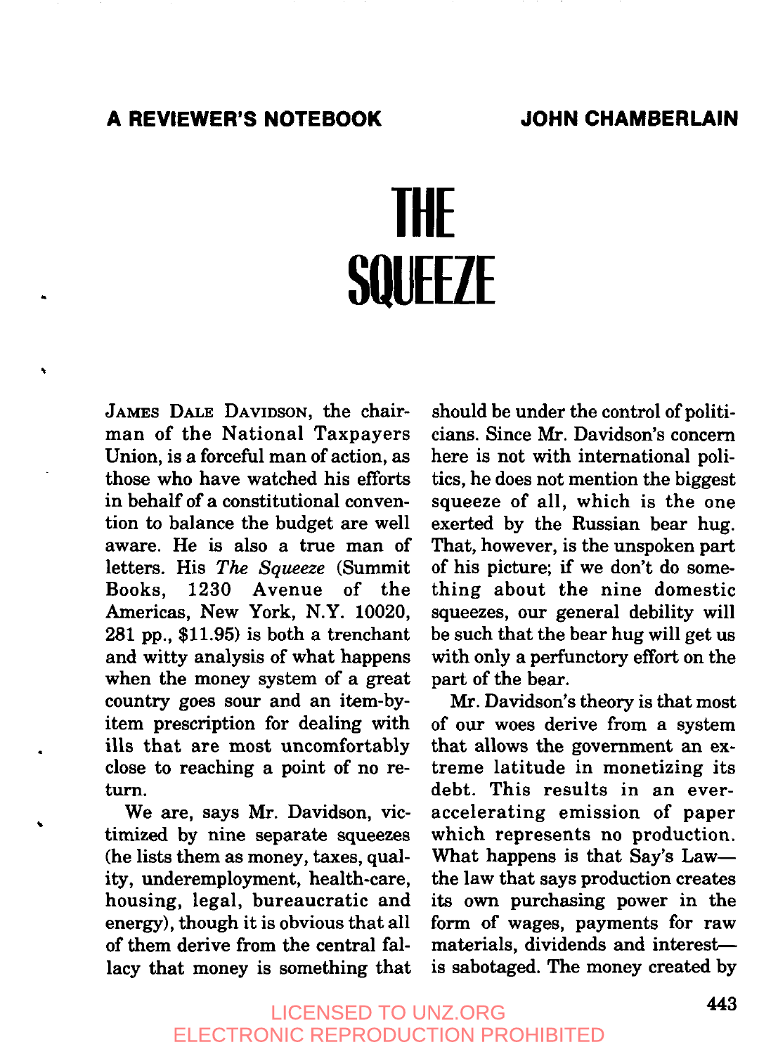A REVIEWER'S NOTEBOOK — JOHN CHAMBERLAIN

# THE SQUEEZE

JAMES DALE DAVIDSON, the chairman of the National Taxpayers Union, is a forceful man of action, as those who have watched his efforts in behalf of a constitutional convention to balance the budget are well aware. He is also a true man of letters. His *The Squeeze* (Summit Books, 1230 Avenue of the Americas, New York, N.Y. 10020, 281 pp., $11.95) is both a trenchant and witty analysis of what happens when the money system of a great country goes sour and an item-by-item prescription for dealing with ills that are most uncomfortably close to reaching a point of no return.

We are, says Mr. Davidson, victimized by nine separate squeezes (he lists them as money, taxes, quality, underemployment, health-care, housing, legal, bureaucratic and energy), though it is obvious that all of them derive from the central fallacy that money is something that should be under the control of politicians. Since Mr. Davidson's concern here is not with international politics, he does not mention the biggest squeeze of all, which is the one exerted by the Russian bear hug. That, however, is the unspoken part of his picture; if we don't do something about the nine domestic squeezes, our general debility will be such that the bear hug will get us with only a perfunctory effort on the part of the bear.

Mr. Davidson's theory is that most of our woes derive from a system that allows the government an extreme latitude in monetizing its debt. This results in an ever-accelerating emission of paper which represents no production. What happens is that Say's Law—the law that says production creates its own purchasing power in the form of wages, payments for raw materials, dividends and interest—is sabotaged. The money created by